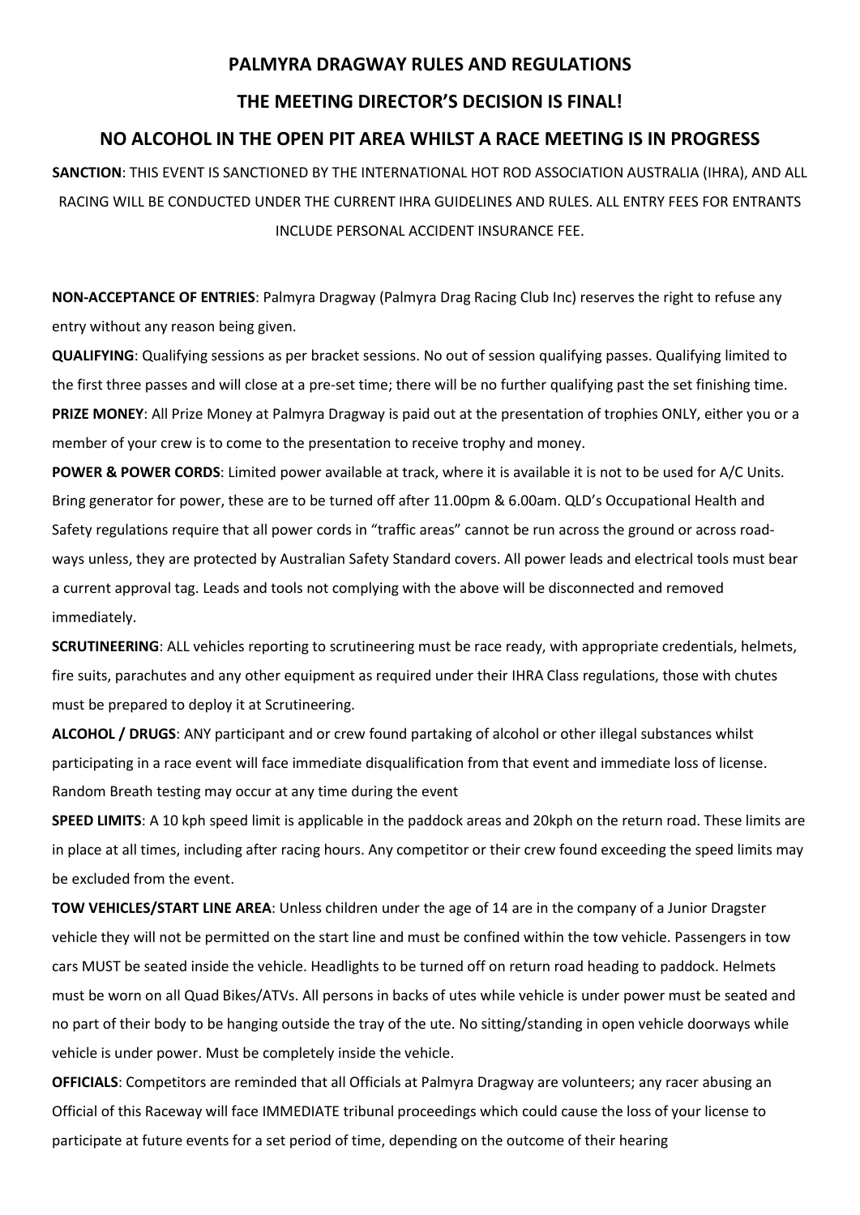# PALMYRA DRAGWAY RULES AND REGULATIONS

## THE MEETING DIRECTOR'S DECISION IS FINAL!

## NO ALCOHOL IN THE OPEN PIT AREA WHILST A RACE MEETING IS IN PROGRESS

**SANCTION**: THIS EVENT IS SANCTIONED BY THE INTERNATIONAL HOT ROD ASSOCIATION AUSTRALIA (IHRA), AND ALL RACING WILL BE CONDUCTED UNDER THE CURRENT IHRA GUIDELINES AND RULES. ALL ENTRY FEES FOR ENTRANTS INCLUDE PERSONAL ACCIDENT INSURANCE FEE.

**NON-ACCEPTANCE OF ENTRIES**: Palmyra Dragway (Palmyra Drag Racing Club Inc) reserves the right to refuse any entry without any reason being given.

**QUALIFYING**: Qualifying sessions as per bracket sessions. No out of session qualifying passes. Qualifying limited to the first three passes and will close at a pre-set time; there will be no further qualifying past the set finishing time.

**PRIZE MONEY**: All Prize Money at Palmyra Dragway is paid out at the presentation of trophies ONLY, either you or a member of your crew is to come to the presentation to receive trophy and money.

**POWER & POWER CORDS**: Limited power available at track, where it is available it is not to be used for A/C Units. Bring generator for power, these are to be turned off after 11.00pm & 6.00am. QLD's Occupational Health and Safety regulations require that all power cords in "traffic areas" cannot be run across the ground or across road-ways unless, they are protected by Australian Safety Standard covers. All power leads and electrical tools must bear a current approval tag. Leads and tools not complying with the above will be disconnected and removed immediately.

**SCRUTINEERING**: ALL vehicles reporting to scrutineering must be race ready, with appropriate credentials, helmets, fire suits, parachutes and any other equipment as required under their IHRA Class regulations, those with chutes must be prepared to deploy it at Scrutineering.

**ALCOHOL / DRUGS**: ANY participant and or crew found partaking of alcohol or other illegal substances whilst participating in a race event will face immediate disqualification from that event and immediate loss of license. Random Breath testing may occur at any time during the event

**SPEED LIMITS**: A 10 kph speed limit is applicable in the paddock areas and 20kph on the return road. These limits are in place at all times, including after racing hours. Any competitor or their crew found exceeding the speed limits may be excluded from the event.

**TOW VEHICLES/START LINE AREA**: Unless children under the age of 14 are in the company of a Junior Dragster vehicle they will not be permitted on the start line and must be confined within the tow vehicle. Passengers in tow cars MUST be seated inside the vehicle. Headlights to be turned off on return road heading to paddock. Helmets must be worn on all Quad Bikes/ATVs. All persons in backs of utes while vehicle is under power must be seated and no part of their body to be hanging outside the tray of the ute. No sitting/standing in open vehicle doorways while vehicle is under power. Must be completely inside the vehicle.

**OFFICIALS**: Competitors are reminded that all Officials at Palmyra Dragway are volunteers; any racer abusing an Official of this Raceway will face IMMEDIATE tribunal proceedings which could cause the loss of your license to participate at future events for a set period of time, depending on the outcome of their hearing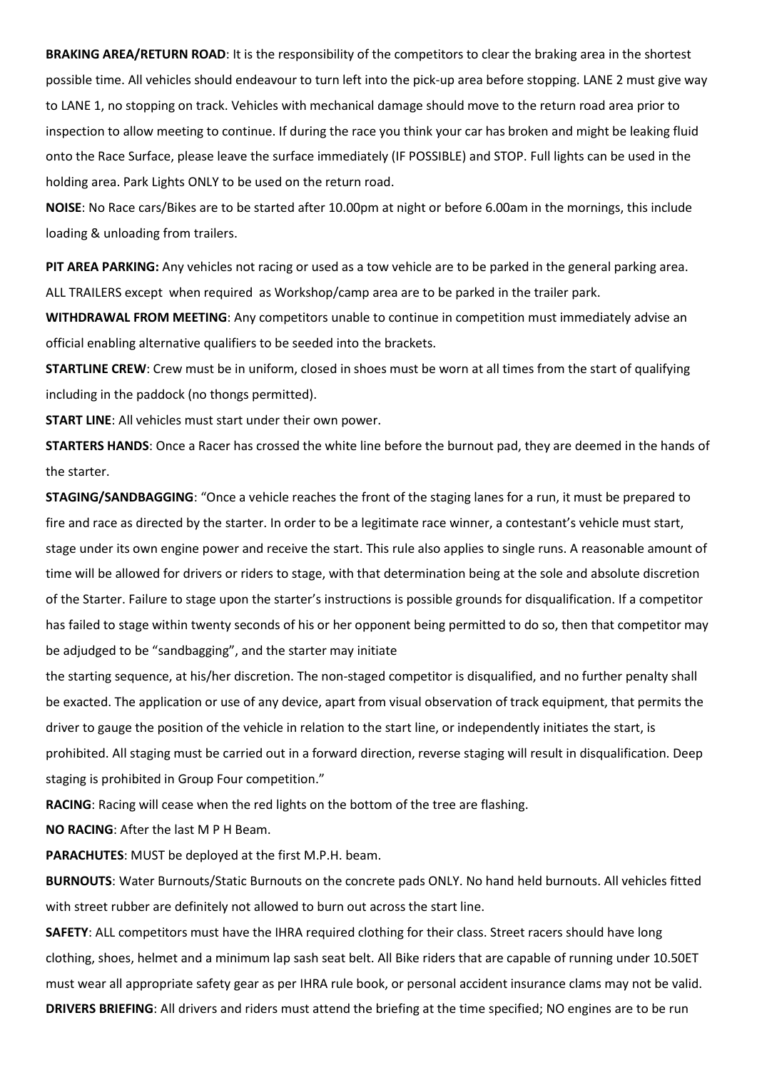**BRAKING AREA/RETURN ROAD**: It is the responsibility of the competitors to clear the braking area in the shortest possible time. All vehicles should endeavour to turn left into the pick-up area before stopping. LANE 2 must give way to LANE 1, no stopping on track. Vehicles with mechanical damage should move to the return road area prior to inspection to allow meeting to continue. If during the race you think your car has broken and might be leaking fluid onto the Race Surface, please leave the surface immediately (IF POSSIBLE) and STOP. Full lights can be used in the holding area. Park Lights ONLY to be used on the return road.

**NOISE**: No Race cars/Bikes are to be started after 10.00pm at night or before 6.00am in the mornings, this include loading & unloading from trailers.

**PIT AREA PARKING:** Any vehicles not racing or used as a tow vehicle are to be parked in the general parking area. ALL TRAILERS except when required as Workshop/camp area are to be parked in the trailer park.

**WITHDRAWAL FROM MEETING**: Any competitors unable to continue in competition must immediately advise an official enabling alternative qualifiers to be seeded into the brackets.

**STARTLINE CREW**: Crew must be in uniform, closed in shoes must be worn at all times from the start of qualifying including in the paddock (no thongs permitted).

**START LINE**: All vehicles must start under their own power.

**STARTERS HANDS**: Once a Racer has crossed the white line before the burnout pad, they are deemed in the hands of the starter.

**STAGING/SANDBAGGING**: "Once a vehicle reaches the front of the staging lanes for a run, it must be prepared to fire and race as directed by the starter. In order to be a legitimate race winner, a contestant's vehicle must start, stage under its own engine power and receive the start. This rule also applies to single runs. A reasonable amount of time will be allowed for drivers or riders to stage, with that determination being at the sole and absolute discretion of the Starter. Failure to stage upon the starter's instructions is possible grounds for disqualification. If a competitor has failed to stage within twenty seconds of his or her opponent being permitted to do so, then that competitor may be adjudged to be "sandbagging", and the starter may initiate the starting sequence, at his/her discretion. The non-staged competitor is disqualified, and no further penalty shall be exacted. The application or use of any device, apart from visual observation of track equipment, that permits the driver to gauge the position of the vehicle in relation to the start line, or independently initiates the start, is prohibited. All staging must be carried out in a forward direction, reverse staging will result in disqualification. Deep staging is prohibited in Group Four competition."

**RACING**: Racing will cease when the red lights on the bottom of the tree are flashing.

**NO RACING**: After the last M P H Beam.

**PARACHUTES**: MUST be deployed at the first M.P.H. beam.

**BURNOUTS**: Water Burnouts/Static Burnouts on the concrete pads ONLY. No hand held burnouts. All vehicles fitted with street rubber are definitely not allowed to burn out across the start line.

**SAFETY**: ALL competitors must have the IHRA required clothing for their class. Street racers should have long clothing, shoes, helmet and a minimum lap sash seat belt. All Bike riders that are capable of running under 10.50ET must wear all appropriate safety gear as per IHRA rule book, or personal accident insurance clams may not be valid.

**DRIVERS BRIEFING**: All drivers and riders must attend the briefing at the time specified; NO engines are to be run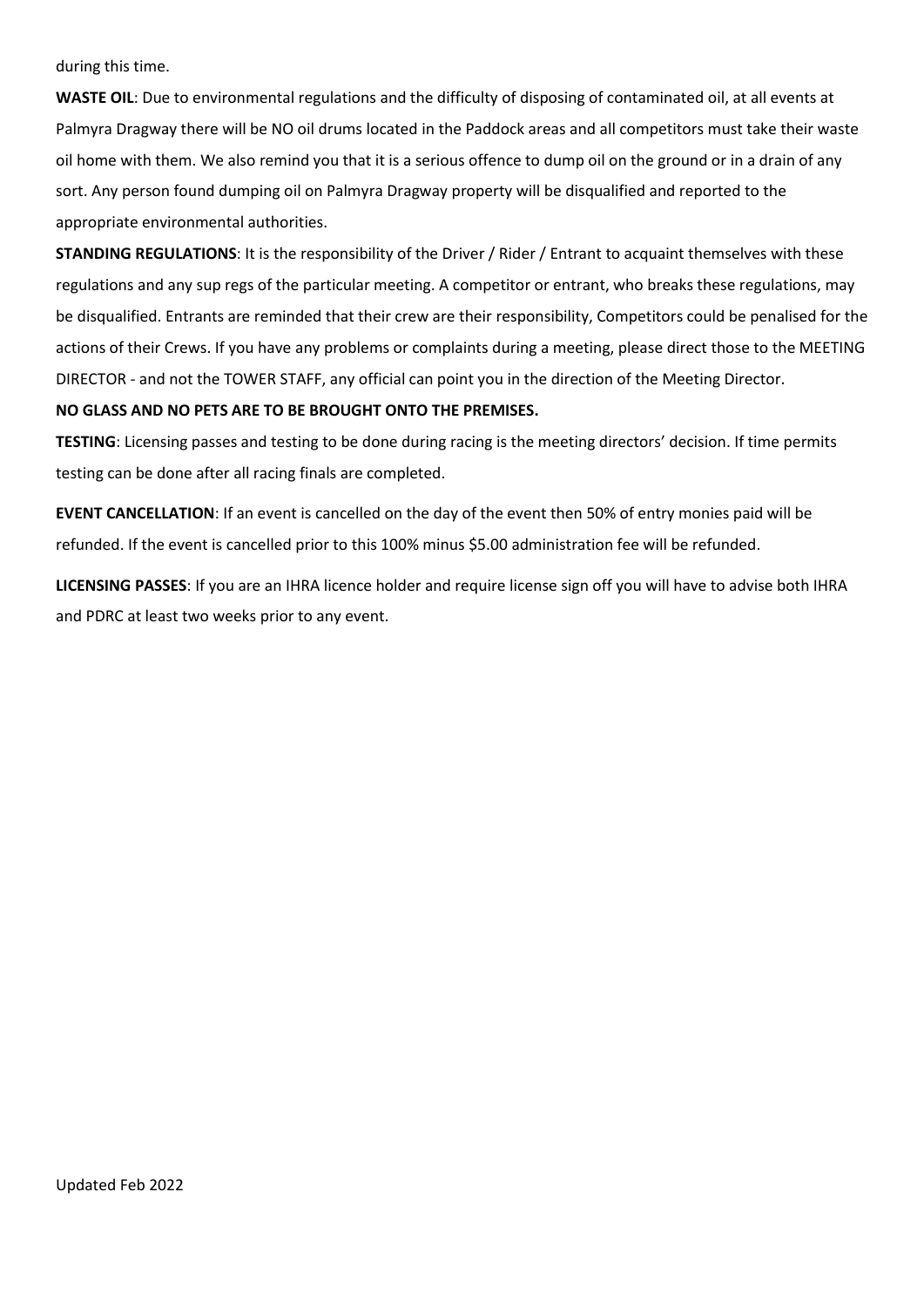during this time.

**WASTE OIL**: Due to environmental regulations and the difficulty of disposing of contaminated oil, at all events at Palmyra Dragway there will be NO oil drums located in the Paddock areas and all competitors must take their waste oil home with them. We also remind you that it is a serious offence to dump oil on the ground or in a drain of any sort. Any person found dumping oil on Palmyra Dragway property will be disqualified and reported to the appropriate environmental authorities.

**STANDING REGULATIONS**: It is the responsibility of the Driver / Rider / Entrant to acquaint themselves with these regulations and any sup regs of the particular meeting. A competitor or entrant, who breaks these regulations, may be disqualified. Entrants are reminded that their crew are their responsibility, Competitors could be penalised for the actions of their Crews. If you have any problems or complaints during a meeting, please direct those to the MEETING DIRECTOR - and not the TOWER STAFF, any official can point you in the direction of the Meeting Director.

**NO GLASS AND NO PETS ARE TO BE BROUGHT ONTO THE PREMISES.**

**TESTING**: Licensing passes and testing to be done during racing is the meeting directors' decision. If time permits testing can be done after all racing finals are completed.

**EVENT CANCELLATION**: If an event is cancelled on the day of the event then 50% of entry monies paid will be refunded. If the event is cancelled prior to this 100% minus $5.00 administration fee will be refunded.

**LICENSING PASSES**: If you are an IHRA licence holder and require license sign off you will have to advise both IHRA and PDRC at least two weeks prior to any event.

Updated Feb 2022